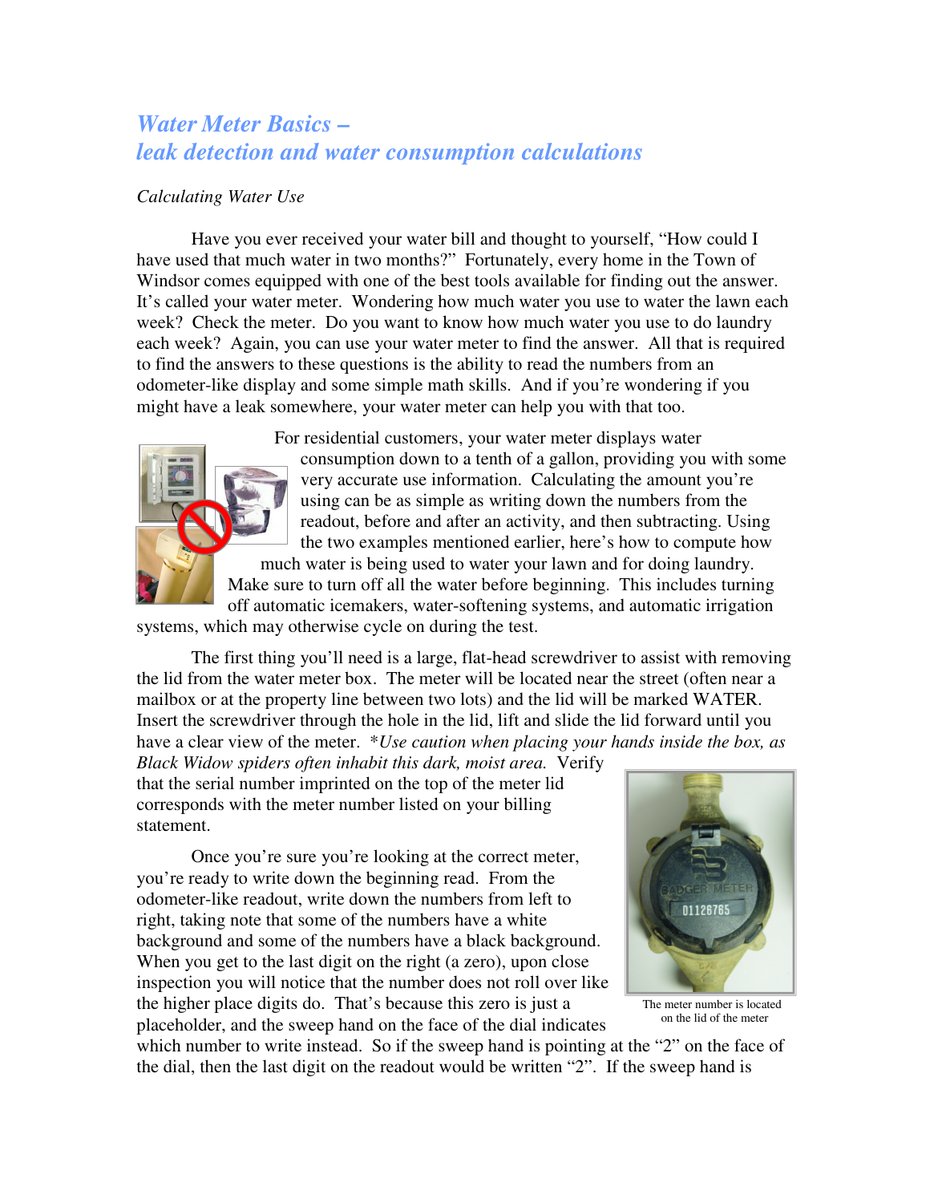# *Water Meter Basics – leak detection and water consumption calculations*

*Calculating Water Use*

Have you ever received your water bill and thought to yourself, "How could I have used that much water in two months?" Fortunately, every home in the Town of Windsor comes equipped with one of the best tools available for finding out the answer. It's called your water meter. Wondering how much water you use to water the lawn each week? Check the meter. Do you want to know how much water you use to do laundry each week? Again, you can use your water meter to find the answer. All that is required to find the answers to these questions is the ability to read the numbers from an odometer-like display and some simple math skills. And if you're wondering if you might have a leak somewhere, your water meter can help you with that too.

For residential customers, your water meter displays water consumption down to a tenth of a gallon, providing you with some very accurate use information. Calculating the amount you're using can be as simple as writing down the numbers from the readout, before and after an activity, and then subtracting. Using the two examples mentioned earlier, here's how to compute how much water is being used to water your lawn and for doing laundry. Make sure to turn off all the water before beginning. This includes turning off automatic icemakers, water-softening systems, and automatic irrigation systems, which may otherwise cycle on during the test.

The first thing you'll need is a large, flat-head screwdriver to assist with removing the lid from the water meter box. The meter will be located near the street (often near a mailbox or at the property line between two lots) and the lid will be marked WATER. Insert the screwdriver through the hole in the lid, lift and slide the lid forward until you have a clear view of the meter. *\*Use caution when placing your hands inside the box, as Black Widow spiders often inhabit this dark, moist area.* Verify that the serial number imprinted on the top of the meter lid corresponds with the meter number listed on your billing statement.

The meter number is located on the lid of the meter

Once you're sure you're looking at the correct meter, you're ready to write down the beginning read. From the odometer-like readout, write down the numbers from left to right, taking note that some of the numbers have a white background and some of the numbers have a black background. When you get to the last digit on the right (a zero), upon close inspection you will notice that the number does not roll over like the higher place digits do. That's because this zero is just a placeholder, and the sweep hand on the face of the dial indicates which number to write instead. So if the sweep hand is pointing at the "2" on the face of the dial, then the last digit on the readout would be written "2". If the sweep hand is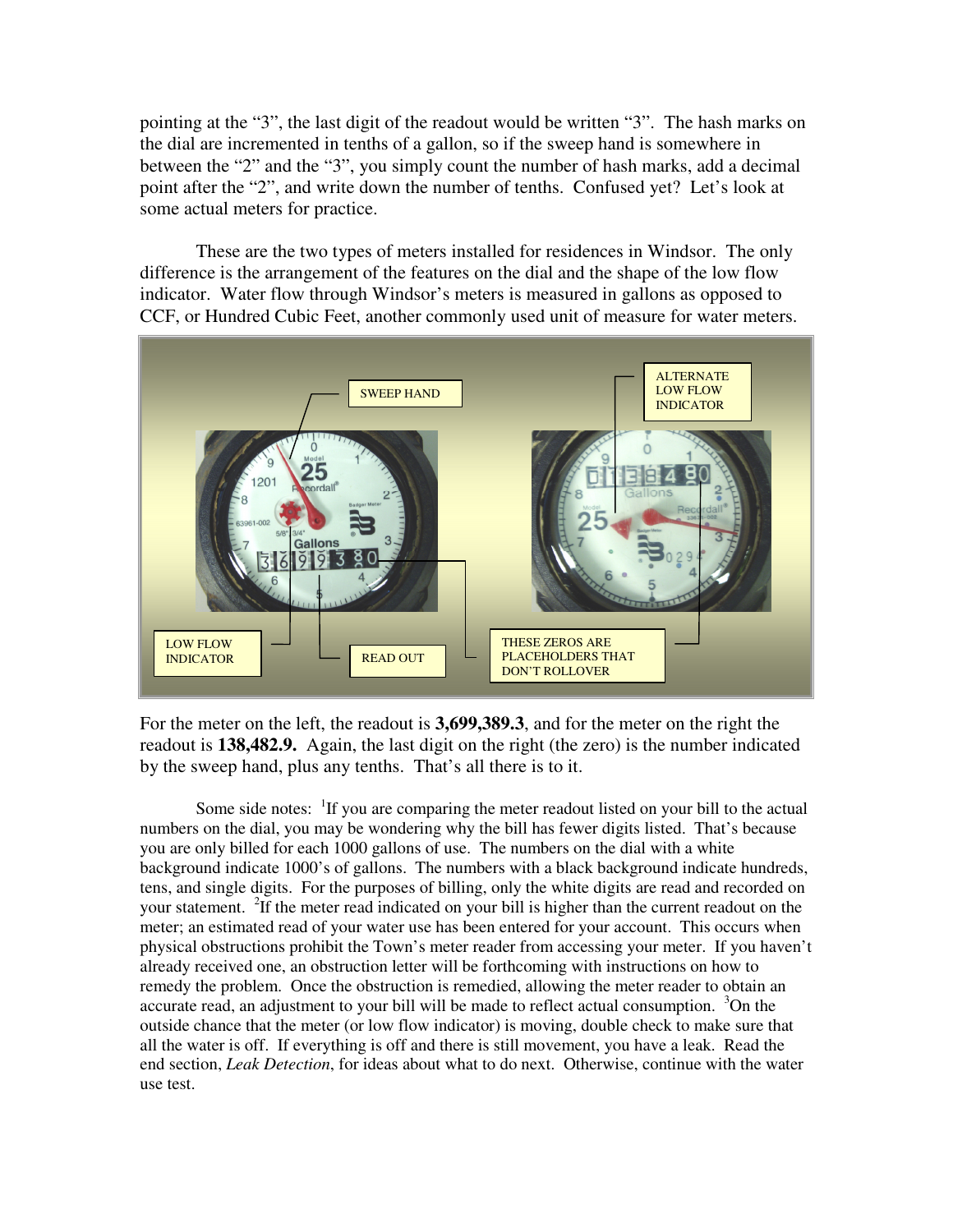pointing at the "3", the last digit of the readout would be written "3". The hash marks on the dial are incremented in tenths of a gallon, so if the sweep hand is somewhere in between the "2" and the "3", you simply count the number of hash marks, add a decimal point after the "2", and write down the number of tenths. Confused yet? Let's look at some actual meters for practice.

These are the two types of meters installed for residences in Windsor. The only difference is the arrangement of the features on the dial and the shape of the low flow indicator. Water flow through Windsor's meters is measured in gallons as opposed to CCF, or Hundred Cubic Feet, another commonly used unit of measure for water meters.

SWEEP HAND

ALTERNATE LOW FLOW INDICATOR

LOW FLOW INDICATOR

READ OUT

THESE ZEROS ARE PLACEHOLDERS THAT DON'T ROLLOVER

For the meter on the left, the readout is **3,699,389.3**, and for the meter on the right the readout is **138,482.9.** Again, the last digit on the right (the zero) is the number indicated by the sweep hand, plus any tenths. That's all there is to it.

Some side notes: [1]If you are comparing the meter readout listed on your bill to the actual numbers on the dial, you may be wondering why the bill has fewer digits listed. That's because you are only billed for each 1000 gallons of use. The numbers on the dial with a white background indicate 1000's of gallons. The numbers with a black background indicate hundreds, tens, and single digits. For the purposes of billing, only the white digits are read and recorded on your statement. [2]If the meter read indicated on your bill is higher than the current readout on the meter; an estimated read of your water use has been entered for your account. This occurs when physical obstructions prohibit the Town's meter reader from accessing your meter. If you haven't already received one, an obstruction letter will be forthcoming with instructions on how to remedy the problem. Once the obstruction is remedied, allowing the meter reader to obtain an accurate read, an adjustment to your bill will be made to reflect actual consumption. [3]On the outside chance that the meter (or low flow indicator) is moving, double check to make sure that all the water is off. If everything is off and there is still movement, you have a leak. Read the end section, *Leak Detection*, for ideas about what to do next. Otherwise, continue with the water use test.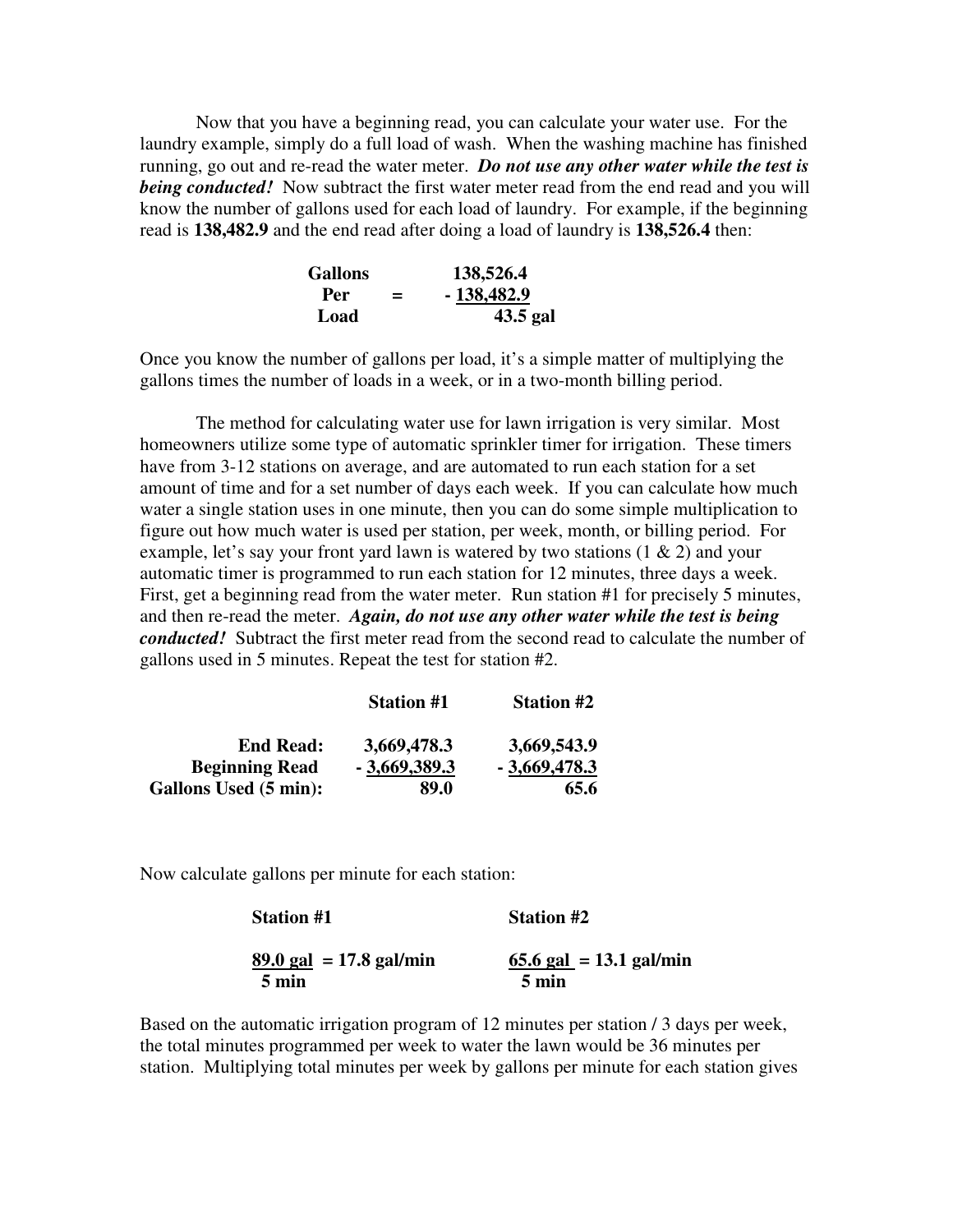Now that you have a beginning read, you can calculate your water use. For the laundry example, simply do a full load of wash. When the washing machine has finished running, go out and re-read the water meter. ***Do not use any other water while the test is being conducted!*** Now subtract the first water meter read from the end read and you will know the number of gallons used for each load of laundry. For example, if the beginning read is **138,482.9** and the end read after doing a load of laundry is **138,526.4** then:

$$\textbf{Gallons Per Load} = \begin{array}{r} 138{,}526.4 \\ -\ \underline{138{,}482.9} \\ 43.5 \text{ gal} \end{array}$$

Once you know the number of gallons per load, it's a simple matter of multiplying the gallons times the number of loads in a week, or in a two-month billing period.

The method for calculating water use for lawn irrigation is very similar. Most homeowners utilize some type of automatic sprinkler timer for irrigation. These timers have from 3-12 stations on average, and are automated to run each station for a set amount of time and for a set number of days each week. If you can calculate how much water a single station uses in one minute, then you can do some simple multiplication to figure out how much water is used per station, per week, month, or billing period. For example, let's say your front yard lawn is watered by two stations (1 & 2) and your automatic timer is programmed to run each station for 12 minutes, three days a week. First, get a beginning read from the water meter. Run station #1 for precisely 5 minutes, and then re-read the meter. ***Again, do not use any other water while the test is being conducted!*** Subtract the first meter read from the second read to calculate the number of gallons used in 5 minutes. Repeat the test for station #2.

| | **Station #1** | **Station #2** |
|---|---|---|
| **End Read:** | **3,669,478.3** | **3,669,543.9** |
| **Beginning Read** | **- 3,669,389.3** | **- 3,669,478.3** |
| **Gallons Used (5 min):** | **89.0** | **65.6** |

Now calculate gallons per minute for each station:

| **Station #1** | **Station #2** |
|---|---|
| $\frac{89.0 \text{ gal}}{5 \text{ min}} = 17.8 \text{ gal/min}$ | $\frac{65.6 \text{ gal}}{5 \text{ min}} = 13.1 \text{ gal/min}$ |

Based on the automatic irrigation program of 12 minutes per station / 3 days per week, the total minutes programmed per week to water the lawn would be 36 minutes per station. Multiplying total minutes per week by gallons per minute for each station gives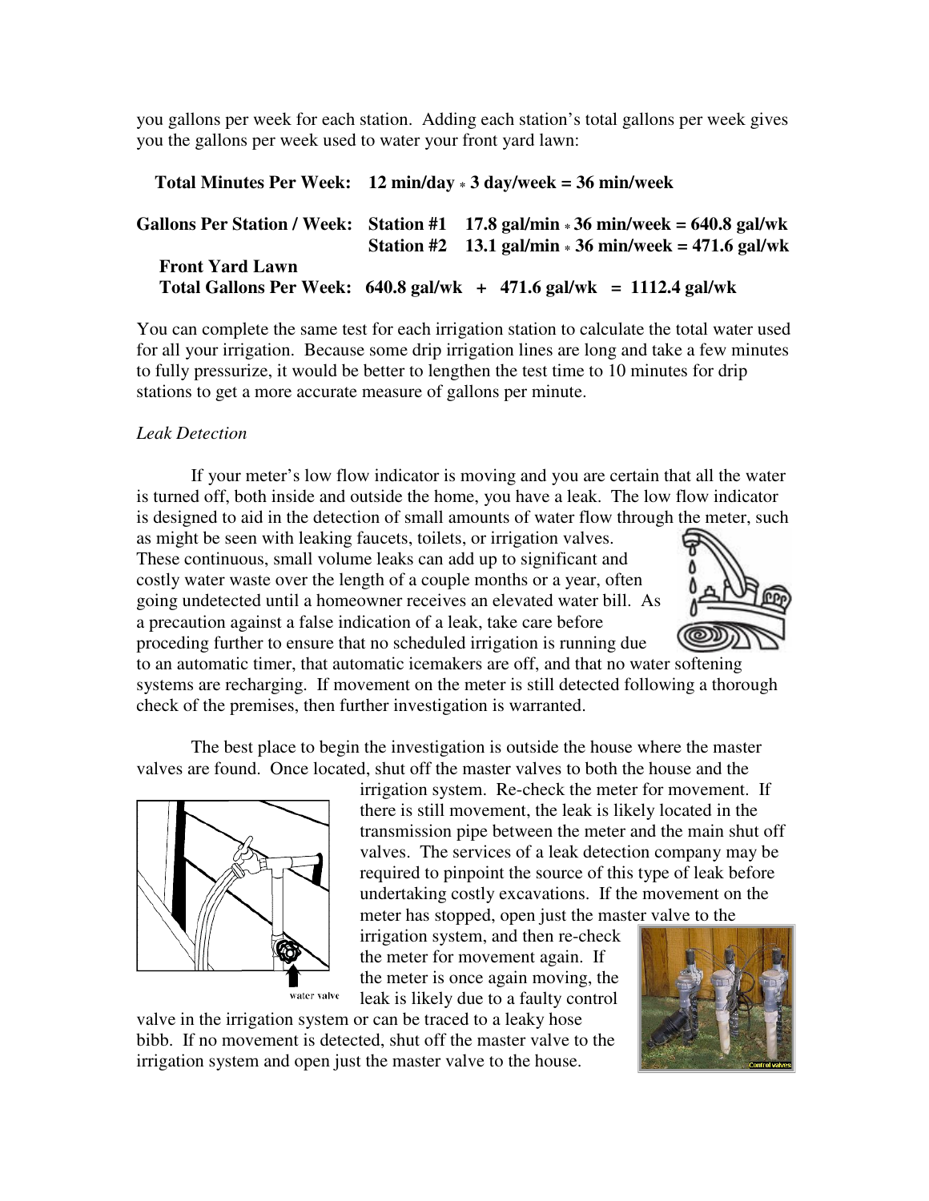you gallons per week for each station. Adding each station's total gallons per week gives you the gallons per week used to water your front yard lawn:

**Total Minutes Per Week: 12 min/day * 3 day/week = 36 min/week**

**Gallons Per Station / Week: Station #1 17.8 gal/min * 36 min/week = 640.8 gal/wk**
**Station #2 13.1 gal/min * 36 min/week = 471.6 gal/wk**

**Front Yard Lawn**
**Total Gallons Per Week: 640.8 gal/wk + 471.6 gal/wk = 1112.4 gal/wk**

You can complete the same test for each irrigation station to calculate the total water used for all your irrigation. Because some drip irrigation lines are long and take a few minutes to fully pressurize, it would be better to lengthen the test time to 10 minutes for drip stations to get a more accurate measure of gallons per minute.

*Leak Detection*

If your meter's low flow indicator is moving and you are certain that all the water is turned off, both inside and outside the home, you have a leak. The low flow indicator is designed to aid in the detection of small amounts of water flow through the meter, such as might be seen with leaking faucets, toilets, or irrigation valves. These continuous, small volume leaks can add up to significant and costly water waste over the length of a couple months or a year, often going undetected until a homeowner receives an elevated water bill. As a precaution against a false indication of a leak, take care before proceding further to ensure that no scheduled irrigation is running due to an automatic timer, that automatic icemakers are off, and that no water softening systems are recharging. If movement on the meter is still detected following a thorough check of the premises, then further investigation is warranted.

The best place to begin the investigation is outside the house where the master valves are found. Once located, shut off the master valves to both the house and the irrigation system. Re-check the meter for movement. If there is still movement, the leak is likely located in the transmission pipe between the meter and the main shut off valves. The services of a leak detection company may be required to pinpoint the source of this type of leak before undertaking costly excavations. If the movement on the meter has stopped, open just the master valve to the irrigation system, and then re-check the meter for movement again. If the meter is once again moving, the leak is likely due to a faulty control valve in the irrigation system or can be traced to a leaky hose bibb. If no movement is detected, shut off the master valve to the irrigation system and open just the master valve to the house.

water valve

Control valves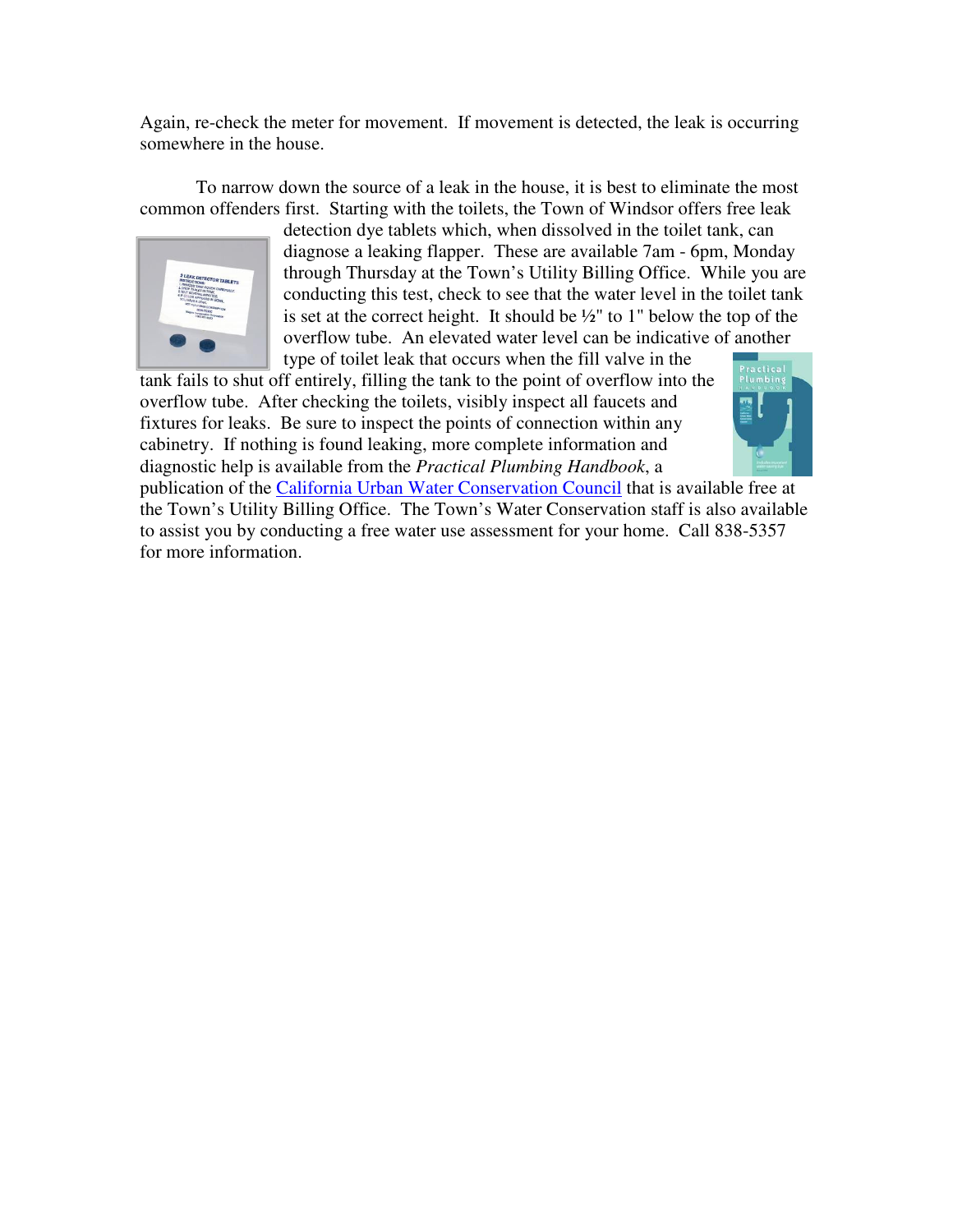Again, re-check the meter for movement. If movement is detected, the leak is occurring somewhere in the house.

To narrow down the source of a leak in the house, it is best to eliminate the most common offenders first. Starting with the toilets, the Town of Windsor offers free leak detection dye tablets which, when dissolved in the toilet tank, can diagnose a leaking flapper. These are available 7am - 6pm, Monday through Thursday at the Town's Utility Billing Office. While you are conducting this test, check to see that the water level in the toilet tank is set at the correct height. It should be ½" to 1" below the top of the overflow tube. An elevated water level can be indicative of another type of toilet leak that occurs when the fill valve in the tank fails to shut off entirely, filling the tank to the point of overflow into the overflow tube. After checking the toilets, visibly inspect all faucets and fixtures for leaks. Be sure to inspect the points of connection within any cabinetry. If nothing is found leaking, more complete information and diagnostic help is available from the *Practical Plumbing Handbook*, a publication of the California Urban Water Conservation Council that is available free at the Town's Utility Billing Office. The Town's Water Conservation staff is also available to assist you by conducting a free water use assessment for your home. Call 838-5357 for more information.